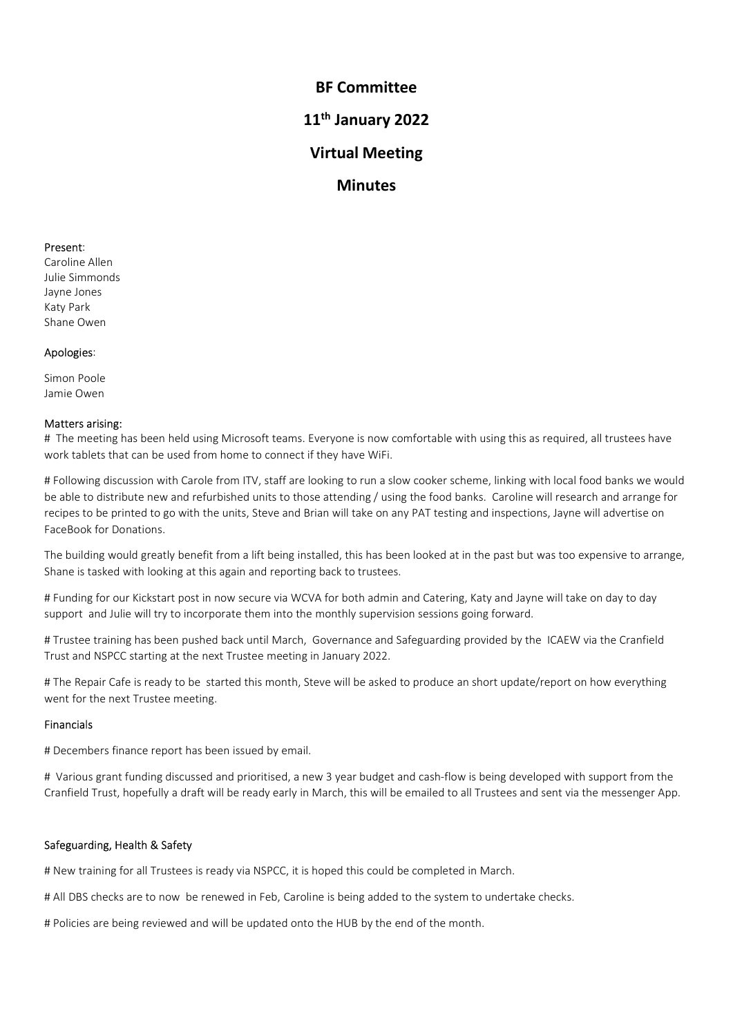# BF Committee

# 11th January 2022

# Virtual Meeting

# Minutes

Present:
Caroline Allen
Julie Simmonds
Jayne Jones
Katy Park
Shane Owen

Apologies:

Simon Poole
Jamie Owen

Matters arising:

# The meeting has been held using Microsoft teams. Everyone is now comfortable with using this as required, all trustees have work tablets that can be used from home to connect if they have WiFi.

# Following discussion with Carole from ITV, staff are looking to run a slow cooker scheme, linking with local food banks we would be able to distribute new and refurbished units to those attending / using the food banks. Caroline will research and arrange for recipes to be printed to go with the units, Steve and Brian will take on any PAT testing and inspections, Jayne will advertise on FaceBook for Donations.

The building would greatly benefit from a lift being installed, this has been looked at in the past but was too expensive to arrange, Shane is tasked with looking at this again and reporting back to trustees.

# Funding for our Kickstart post in now secure via WCVA for both admin and Catering, Katy and Jayne will take on day to day support and Julie will try to incorporate them into the monthly supervision sessions going forward.

# Trustee training has been pushed back until March, Governance and Safeguarding provided by the ICAEW via the Cranfield Trust and NSPCC starting at the next Trustee meeting in January 2022.

# The Repair Cafe is ready to be started this month, Steve will be asked to produce an short update/report on how everything went for the next Trustee meeting.

Financials

# Decembers finance report has been issued by email.

# Various grant funding discussed and prioritised, a new 3 year budget and cash-flow is being developed with support from the Cranfield Trust, hopefully a draft will be ready early in March, this will be emailed to all Trustees and sent via the messenger App.

Safeguarding, Health & Safety

# New training for all Trustees is ready via NSPCC, it is hoped this could be completed in March.

# All DBS checks are to now be renewed in Feb, Caroline is being added to the system to undertake checks.

# Policies are being reviewed and will be updated onto the HUB by the end of the month.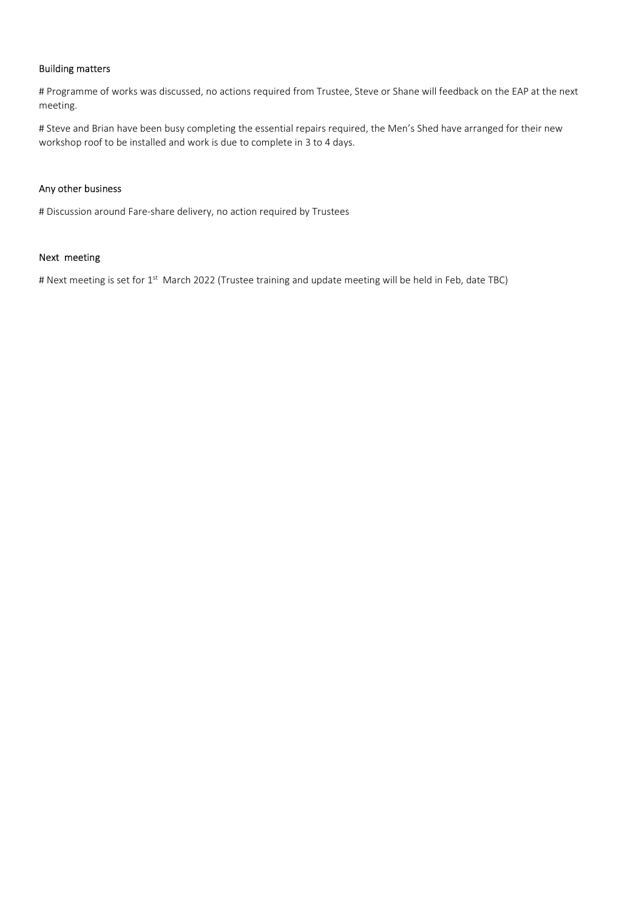## Building matters

# Programme of works was discussed, no actions required from Trustee, Steve or Shane will feedback on the EAP at the next meeting.

# Steve and Brian have been busy completing the essential repairs required, the Men's Shed have arranged for their new workshop roof to be installed and work is due to complete in 3 to 4 days.

## Any other business

# Discussion around Fare-share delivery, no action required by Trustees

## Next meeting

# Next meeting is set for 1st March 2022 (Trustee training and update meeting will be held in Feb, date TBC)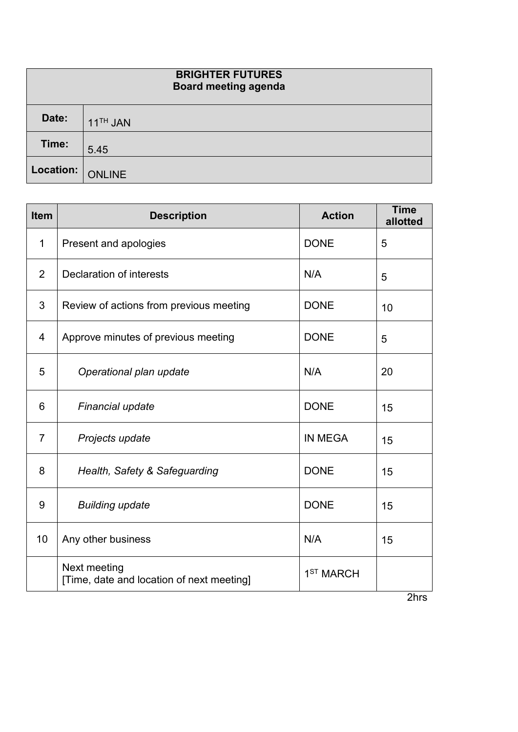| **BRIGHTER FUTURES**<br>**Board meeting agenda** | |
|---|---|
| **Date:** | 11TH JAN |
| **Time:** | 5.45 |
| **Location:** | ONLINE |

| Item | Description | Action | Time allotted |
|---|---|---|---|
| 1 | Present and apologies | DONE | 5 |
| 2 | Declaration of interests | N/A | 5 |
| 3 | Review of actions from previous meeting | DONE | 10 |
| 4 | Approve minutes of previous meeting | DONE | 5 |
| 5 | *Operational plan update* | N/A | 20 |
| 6 | *Financial update* | DONE | 15 |
| 7 | *Projects update* | IN MEGA | 15 |
| 8 | *Health, Safety & Safeguarding* | DONE | 15 |
| 9 | *Building update* | DONE | 15 |
| 10 | Any other business | N/A | 15 |
| | Next meeting<br>[Time, date and location of next meeting] | 1ST MARCH | |

2hrs